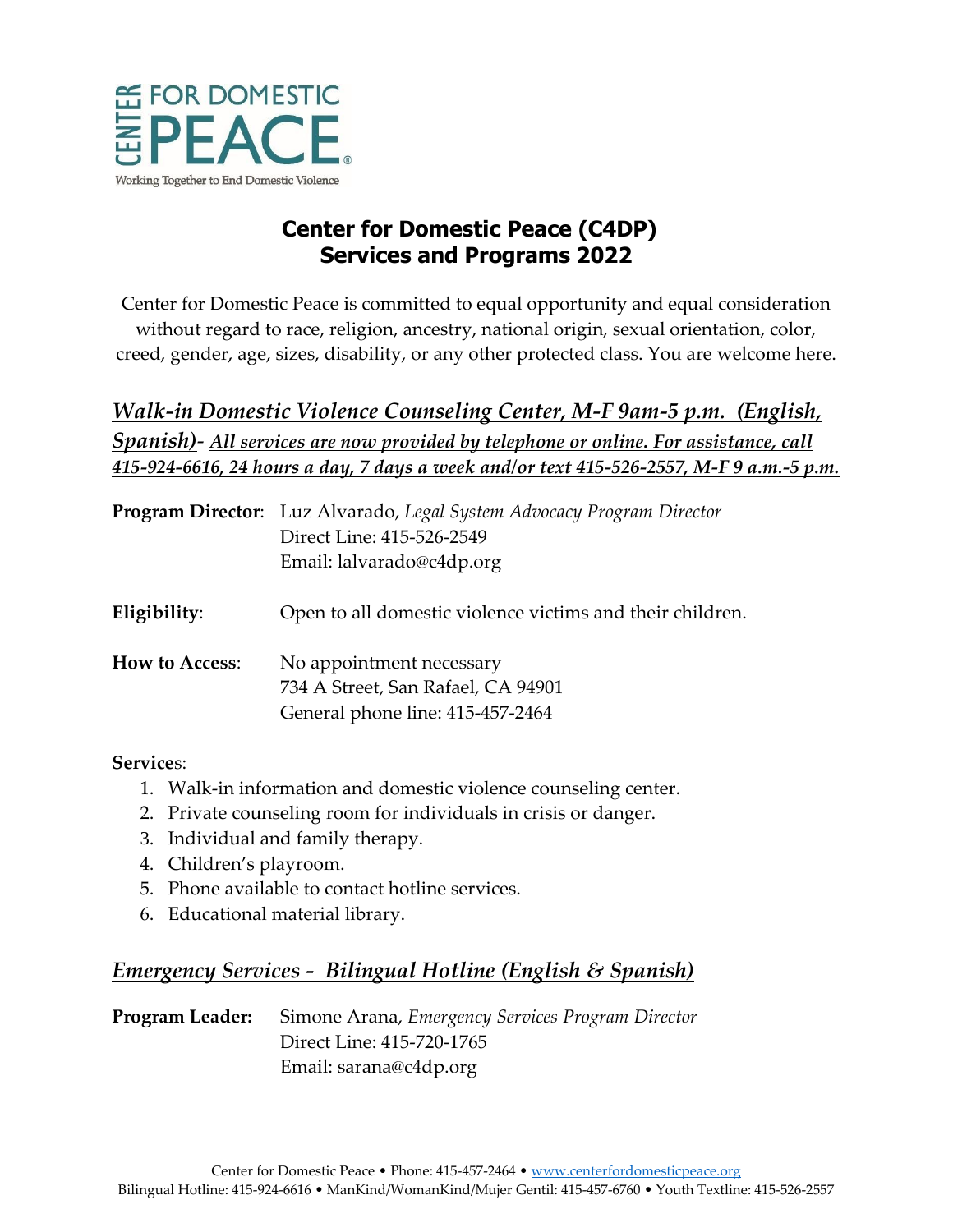CENTER FOR DOMESTIC PEACE®

Working Together to End Domestic Violence

# Center for Domestic Peace (C4DP)
# Services and Programs 2022

Center for Domestic Peace is committed to equal opportunity and equal consideration without regard to race, religion, ancestry, national origin, sexual orientation, color, creed, gender, age, sizes, disability, or any other protected class. You are welcome here.

## *Walk-in Domestic Violence Counseling Center, M-F 9am-5 p.m. (English, Spanish)- All services are now provided by telephone or online. For assistance, call 415-924-6616, 24 hours a day, 7 days a week and/or text 415-526-2557, M-F 9 a.m.-5 p.m.*

**Program Director**: Luz Alvarado, *Legal System Advocacy Program Director*
Direct Line: 415-526-2549
Email: lalvarado@c4dp.org

**Eligibility**: Open to all domestic violence victims and their children.

**How to Access**: No appointment necessary
734 A Street, San Rafael, CA 94901
General phone line: 415-457-2464

**Services**:

1. Walk-in information and domestic violence counseling center.
2. Private counseling room for individuals in crisis or danger.
3. Individual and family therapy.
4. Children's playroom.
5. Phone available to contact hotline services.
6. Educational material library.

## *Emergency Services - Bilingual Hotline (English & Spanish)*

**Program Leader:** Simone Arana, *Emergency Services Program Director*
Direct Line: 415-720-1765
Email: sarana@c4dp.org

Center for Domestic Peace • Phone: 415-457-2464 • www.centerfordomesticpeace.org
Bilingual Hotline: 415-924-6616 • ManKind/WomanKind/Mujer Gentil: 415-457-6760 • Youth Textline: 415-526-2557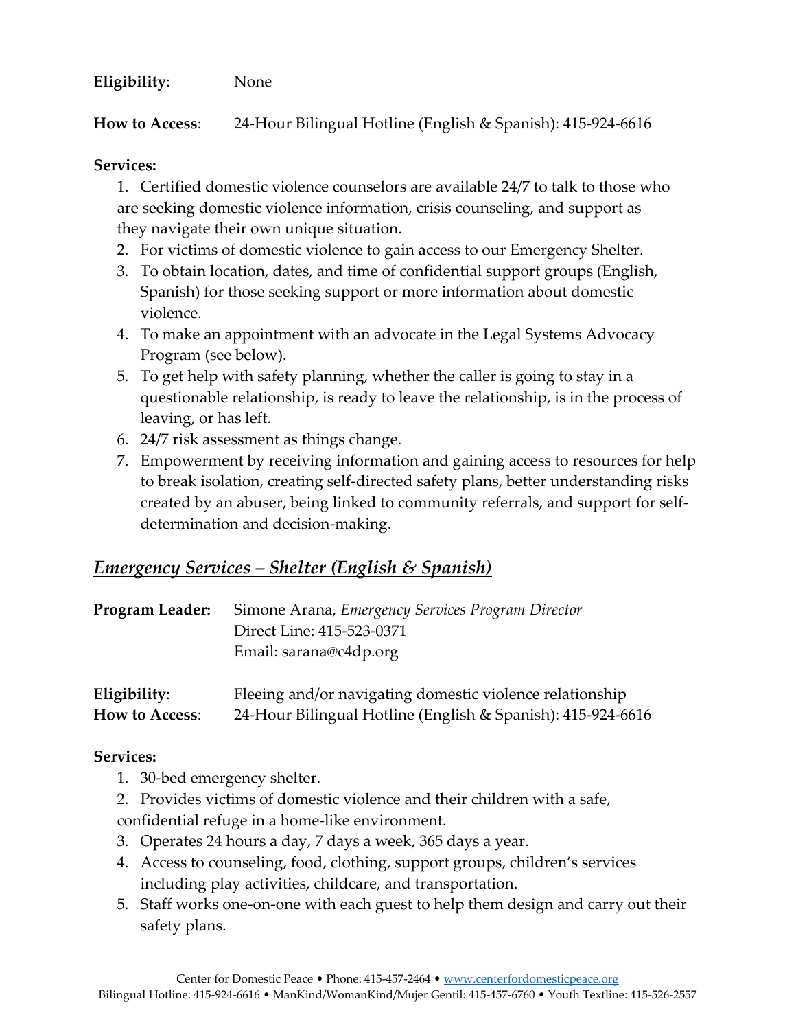**Eligibility**: None

**How to Access**: 24-Hour Bilingual Hotline (English & Spanish): 415-924-6616

**Services:**

1. Certified domestic violence counselors are available 24/7 to talk to those who are seeking domestic violence information, crisis counseling, and support as they navigate their own unique situation.
2. For victims of domestic violence to gain access to our Emergency Shelter.
3. To obtain location, dates, and time of confidential support groups (English, Spanish) for those seeking support or more information about domestic violence.
4. To make an appointment with an advocate in the Legal Systems Advocacy Program (see below).
5. To get help with safety planning, whether the caller is going to stay in a questionable relationship, is ready to leave the relationship, is in the process of leaving, or has left.
6. 24/7 risk assessment as things change.
7. Empowerment by receiving information and gaining access to resources for help to break isolation, creating self-directed safety plans, better understanding risks created by an abuser, being linked to community referrals, and support for self-determination and decision-making.

## *Emergency Services – Shelter (English & Spanish)*

**Program Leader:** Simone Arana, *Emergency Services Program Director*
Direct Line: 415-523-0371
Email: sarana@c4dp.org

**Eligibility**: Fleeing and/or navigating domestic violence relationship
**How to Access**: 24-Hour Bilingual Hotline (English & Spanish): 415-924-6616

**Services:**

1. 30-bed emergency shelter.
2. Provides victims of domestic violence and their children with a safe, confidential refuge in a home-like environment.
3. Operates 24 hours a day, 7 days a week, 365 days a year.
4. Access to counseling, food, clothing, support groups, children's services including play activities, childcare, and transportation.
5. Staff works one-on-one with each guest to help them design and carry out their safety plans.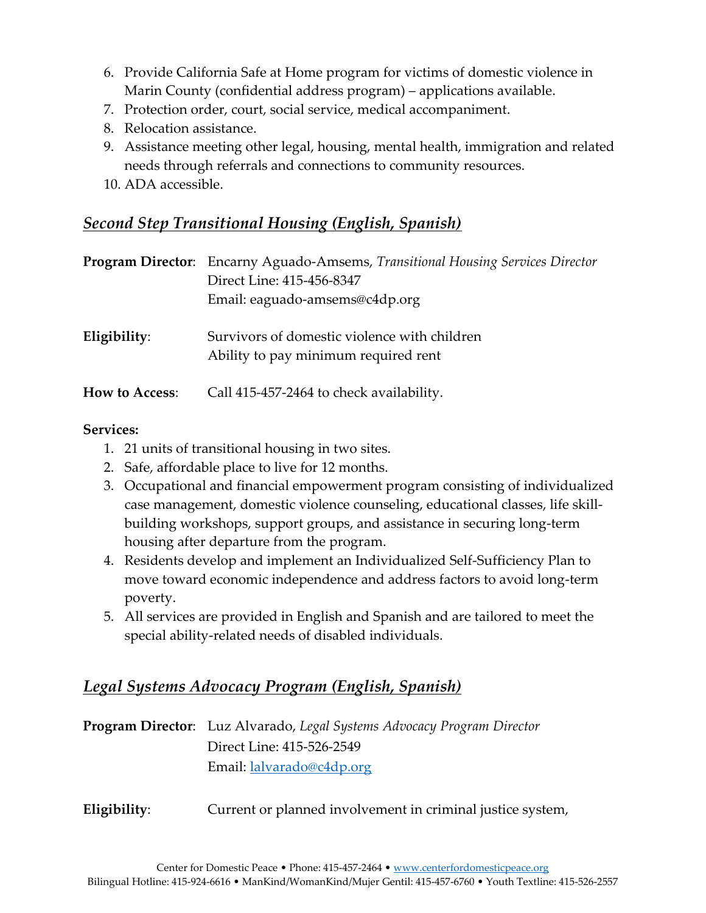6. Provide California Safe at Home program for victims of domestic violence in Marin County (confidential address program) – applications available.
7. Protection order, court, social service, medical accompaniment.
8. Relocation assistance.
9. Assistance meeting other legal, housing, mental health, immigration and related needs through referrals and connections to community resources.
10. ADA accessible.

## ***Second Step Transitional Housing (English, Spanish)***

**Program Director**: Encarny Aguado-Amsems, *Transitional Housing Services Director*
Direct Line: 415-456-8347
Email: eaguado-amsems@c4dp.org

**Eligibility**: Survivors of domestic violence with children
Ability to pay minimum required rent

**How to Access**: Call 415-457-2464 to check availability.

**Services:**

1. 21 units of transitional housing in two sites.
2. Safe, affordable place to live for 12 months.
3. Occupational and financial empowerment program consisting of individualized case management, domestic violence counseling, educational classes, life skill-building workshops, support groups, and assistance in securing long-term housing after departure from the program.
4. Residents develop and implement an Individualized Self-Sufficiency Plan to move toward economic independence and address factors to avoid long-term poverty.
5. All services are provided in English and Spanish and are tailored to meet the special ability-related needs of disabled individuals.

## ***Legal Systems Advocacy Program (English, Spanish)***

**Program Director**: Luz Alvarado, *Legal Systems Advocacy Program Director*
Direct Line: 415-526-2549
Email: lalvarado@c4dp.org

**Eligibility**: Current or planned involvement in criminal justice system,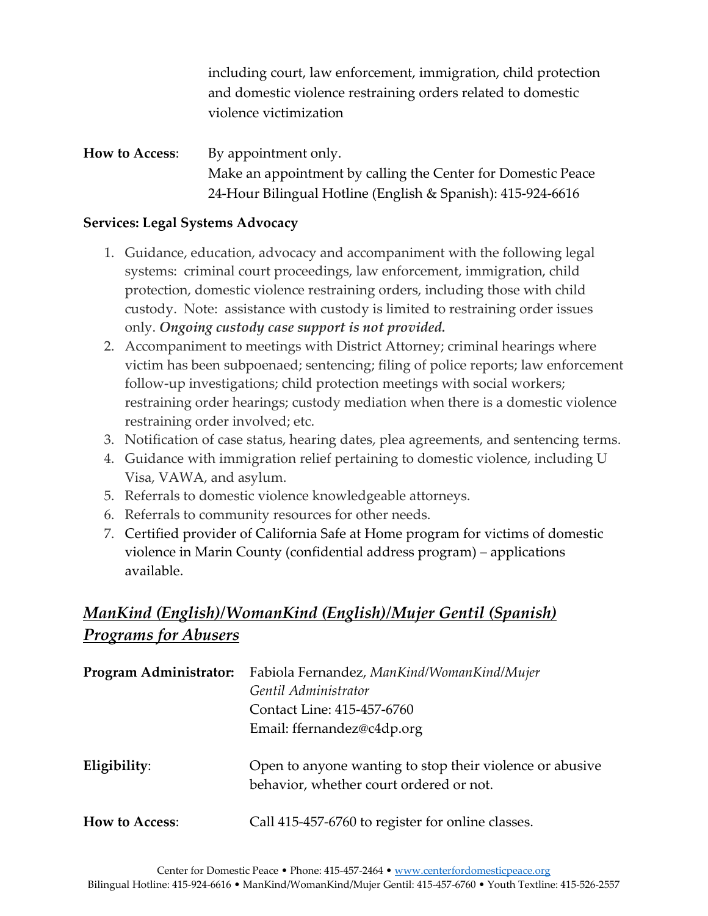including court, law enforcement, immigration, child protection and domestic violence restraining orders related to domestic violence victimization

**How to Access**: By appointment only.
Make an appointment by calling the Center for Domestic Peace 24-Hour Bilingual Hotline (English & Spanish): 415-924-6616

**Services: Legal Systems Advocacy**

1. Guidance, education, advocacy and accompaniment with the following legal systems: criminal court proceedings, law enforcement, immigration, child protection, domestic violence restraining orders, including those with child custody. Note: assistance with custody is limited to restraining order issues only. ***Ongoing custody case support is not provided.***
2. Accompaniment to meetings with District Attorney; criminal hearings where victim has been subpoenaed; sentencing; filing of police reports; law enforcement follow-up investigations; child protection meetings with social workers; restraining order hearings; custody mediation when there is a domestic violence restraining order involved; etc.
3. Notification of case status, hearing dates, plea agreements, and sentencing terms.
4. Guidance with immigration relief pertaining to domestic violence, including U Visa, VAWA, and asylum.
5. Referrals to domestic violence knowledgeable attorneys.
6. Referrals to community resources for other needs.
7. Certified provider of California Safe at Home program for victims of domestic violence in Marin County (confidential address program) – applications available.

## *ManKind (English)/WomanKind (English)/Mujer Gentil (Spanish) Programs for Abusers*

**Program Administrator:** Fabiola Fernandez, *ManKind/WomanKind/Mujer Gentil Administrator*
Contact Line: 415-457-6760
Email: ffernandez@c4dp.org

**Eligibility**: Open to anyone wanting to stop their violence or abusive behavior, whether court ordered or not.

**How to Access**: Call 415-457-6760 to register for online classes.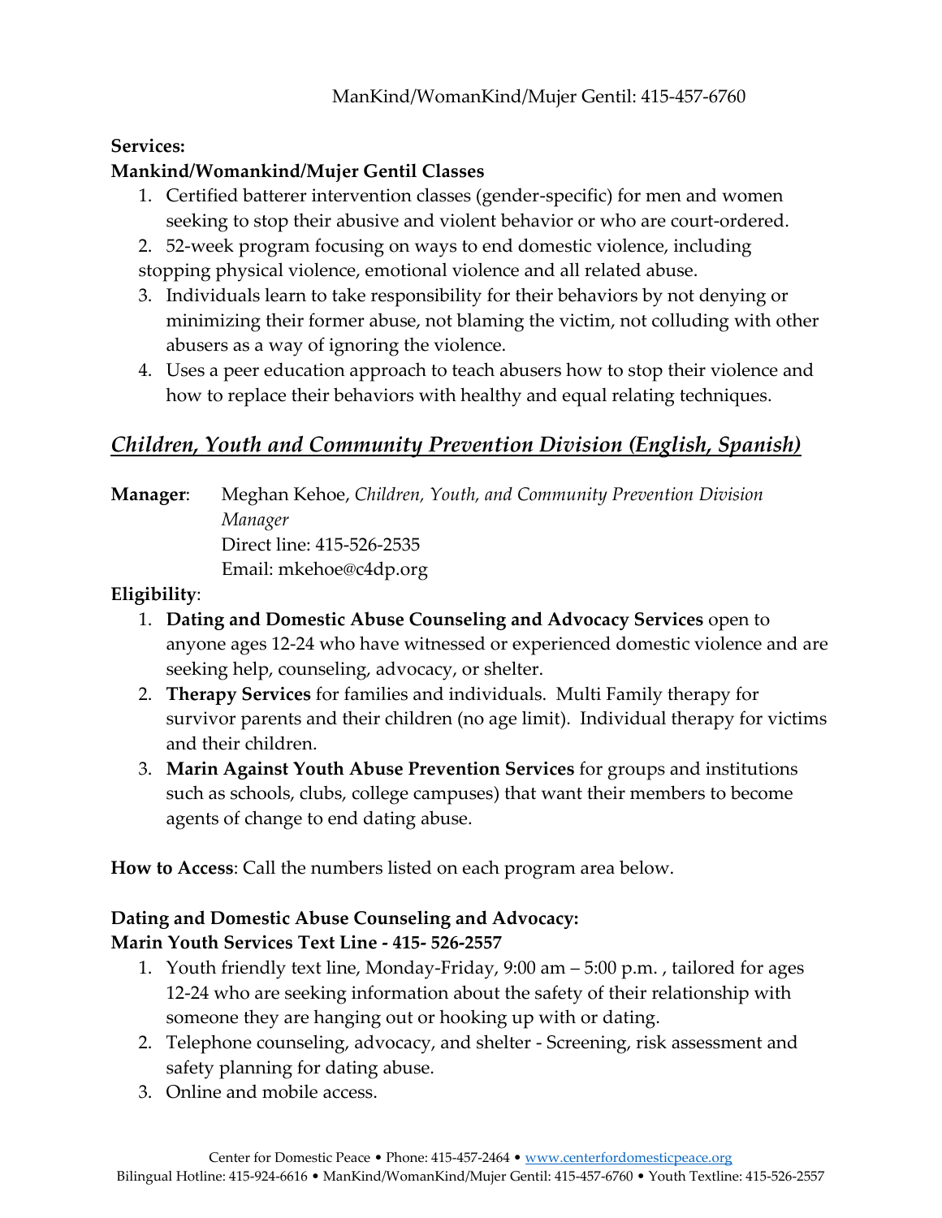ManKind/WomanKind/Mujer Gentil: 415-457-6760

**Services:**

**Mankind/Womankind/Mujer Gentil Classes**

1. Certified batterer intervention classes (gender-specific) for men and women seeking to stop their abusive and violent behavior or who are court-ordered.
2. 52-week program focusing on ways to end domestic violence, including stopping physical violence, emotional violence and all related abuse.
3. Individuals learn to take responsibility for their behaviors by not denying or minimizing their former abuse, not blaming the victim, not colluding with other abusers as a way of ignoring the violence.
4. Uses a peer education approach to teach abusers how to stop their violence and how to replace their behaviors with healthy and equal relating techniques.

## *Children, Youth and Community Prevention Division (English, Spanish)*

**Manager**: Meghan Kehoe, *Children, Youth, and Community Prevention Division Manager*
Direct line: 415-526-2535
Email: mkehoe@c4dp.org

**Eligibility**:

1. **Dating and Domestic Abuse Counseling and Advocacy Services** open to anyone ages 12-24 who have witnessed or experienced domestic violence and are seeking help, counseling, advocacy, or shelter.
2. **Therapy Services** for families and individuals. Multi Family therapy for survivor parents and their children (no age limit). Individual therapy for victims and their children.
3. **Marin Against Youth Abuse Prevention Services** for groups and institutions such as schools, clubs, college campuses) that want their members to become agents of change to end dating abuse.

**How to Access**: Call the numbers listed on each program area below.

**Dating and Domestic Abuse Counseling and Advocacy:**
**Marin Youth Services Text Line - 415- 526-2557**

1. Youth friendly text line, Monday-Friday, 9:00 am – 5:00 p.m. , tailored for ages 12-24 who are seeking information about the safety of their relationship with someone they are hanging out or hooking up with or dating.
2. Telephone counseling, advocacy, and shelter - Screening, risk assessment and safety planning for dating abuse.
3. Online and mobile access.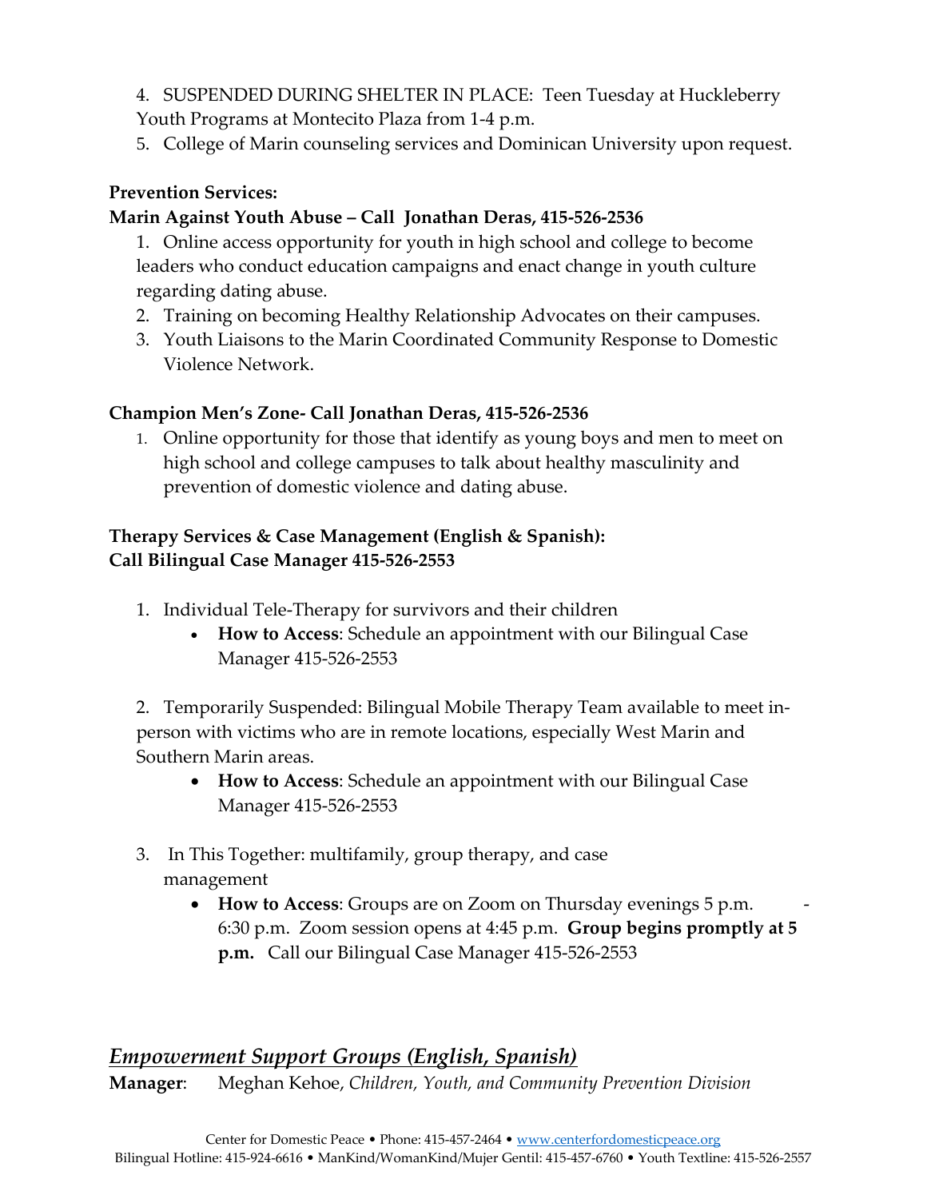4. SUSPENDED DURING SHELTER IN PLACE: Teen Tuesday at Huckleberry Youth Programs at Montecito Plaza from 1-4 p.m.
5. College of Marin counseling services and Dominican University upon request.

**Prevention Services:**

**Marin Against Youth Abuse – Call Jonathan Deras, 415-526-2536**

1. Online access opportunity for youth in high school and college to become leaders who conduct education campaigns and enact change in youth culture regarding dating abuse.
2. Training on becoming Healthy Relationship Advocates on their campuses.
3. Youth Liaisons to the Marin Coordinated Community Response to Domestic Violence Network.

**Champion Men's Zone- Call Jonathan Deras, 415-526-2536**

1. Online opportunity for those that identify as young boys and men to meet on high school and college campuses to talk about healthy masculinity and prevention of domestic violence and dating abuse.

**Therapy Services & Case Management (English & Spanish):**
**Call Bilingual Case Manager 415-526-2553**

1. Individual Tele-Therapy for survivors and their children
   - **How to Access**: Schedule an appointment with our Bilingual Case Manager 415-526-2553

2. Temporarily Suspended: Bilingual Mobile Therapy Team available to meet in-person with victims who are in remote locations, especially West Marin and Southern Marin areas.
   - **How to Access**: Schedule an appointment with our Bilingual Case Manager 415-526-2553

3. In This Together: multifamily, group therapy, and case management
   - **How to Access**: Groups are on Zoom on Thursday evenings 5 p.m. - 6:30 p.m. Zoom session opens at 4:45 p.m. **Group begins promptly at 5 p.m.** Call our Bilingual Case Manager 415-526-2553

## *Empowerment Support Groups (English, Spanish)*

**Manager**: Meghan Kehoe, *Children, Youth, and Community Prevention Division*

Center for Domestic Peace • Phone: 415-457-2464 • www.centerfordomesticpeace.org
Bilingual Hotline: 415-924-6616 • ManKind/WomanKind/Mujer Gentil: 415-457-6760 • Youth Textline: 415-526-2557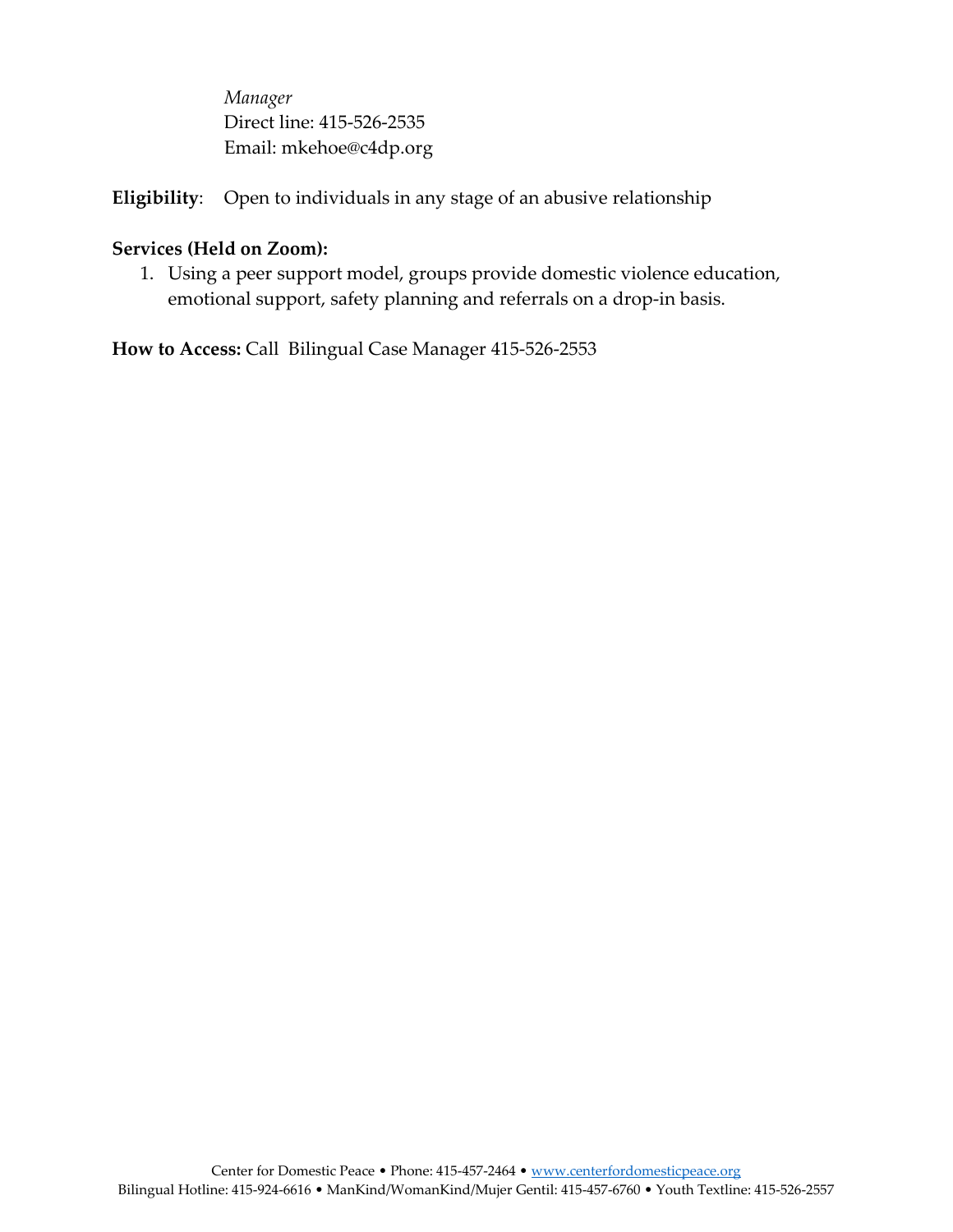*Manager*
Direct line: 415-526-2535
Email: mkehoe@c4dp.org

**Eligibility**: Open to individuals in any stage of an abusive relationship

**Services (Held on Zoom):**

1. Using a peer support model, groups provide domestic violence education, emotional support, safety planning and referrals on a drop-in basis.

**How to Access:** Call Bilingual Case Manager 415-526-2553